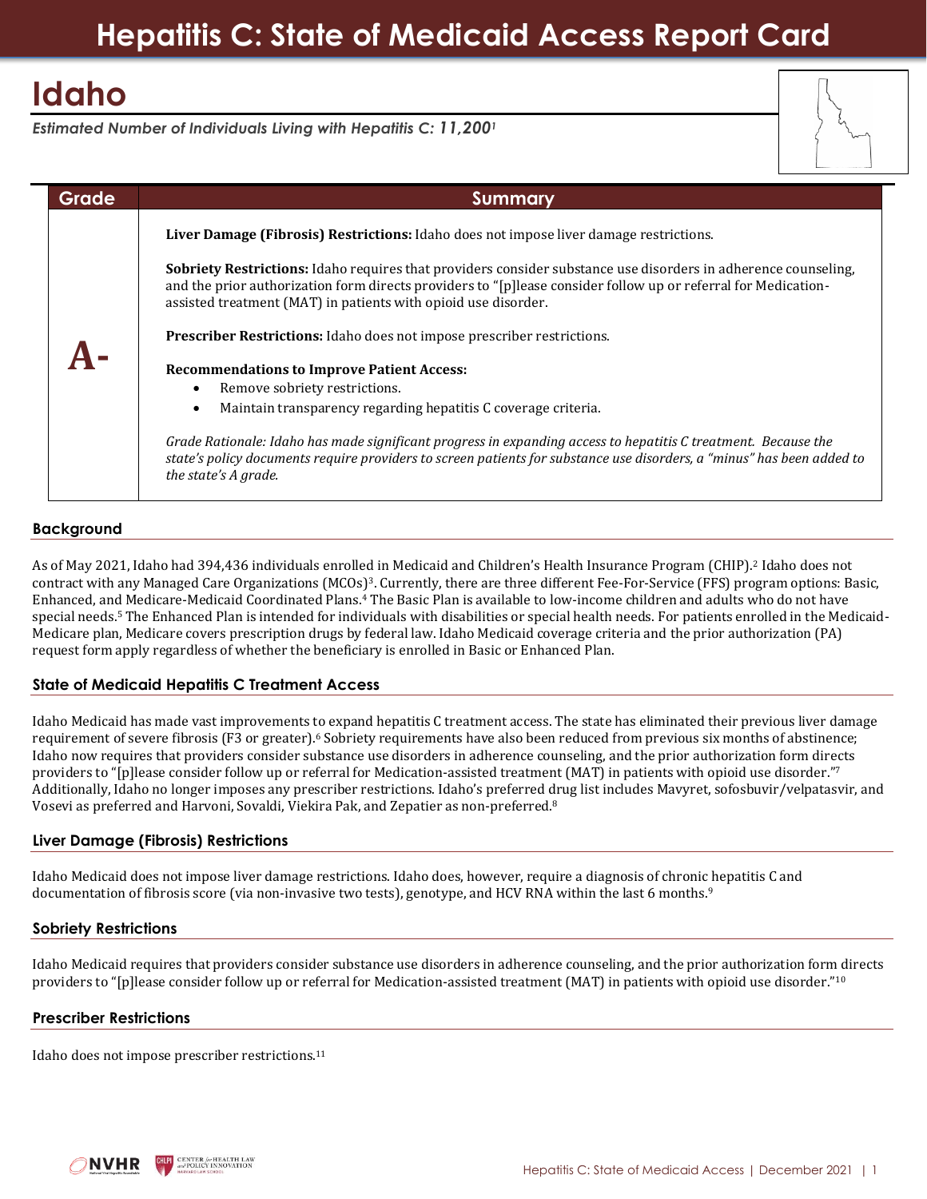# Hepatitis C: State of Medicaid Access Report Card

## Idaho

*Estimated Number of Individuals Living with Hepatitis C: 11,200*[1]

| Grade | Summary |
| --- | --- |
| **A-** | **Liver Damage (Fibrosis) Restrictions:** Idaho does not impose liver damage restrictions.<br><br>**Sobriety Restrictions:** Idaho requires that providers consider substance use disorders in adherence counseling, and the prior authorization form directs providers to "[p]lease consider follow up or referral for Medication-assisted treatment (MAT) in patients with opioid use disorder.<br><br>**Prescriber Restrictions:** Idaho does not impose prescriber restrictions.<br><br>**Recommendations to Improve Patient Access:**<br>• Remove sobriety restrictions.<br>• Maintain transparency regarding hepatitis C coverage criteria.<br><br>*Grade Rationale: Idaho has made significant progress in expanding access to hepatitis C treatment. Because the state's policy documents require providers to screen patients for substance use disorders, a "minus" has been added to the state's A grade.* |

### Background

As of May 2021, Idaho had 394,436 individuals enrolled in Medicaid and Children's Health Insurance Program (CHIP).[2] Idaho does not contract with any Managed Care Organizations (MCOs)[3]. Currently, there are three different Fee-For-Service (FFS) program options: Basic, Enhanced, and Medicare-Medicaid Coordinated Plans.[4] The Basic Plan is available to low-income children and adults who do not have special needs.[5] The Enhanced Plan is intended for individuals with disabilities or special health needs. For patients enrolled in the Medicaid-Medicare plan, Medicare covers prescription drugs by federal law. Idaho Medicaid coverage criteria and the prior authorization (PA) request form apply regardless of whether the beneficiary is enrolled in Basic or Enhanced Plan.

### State of Medicaid Hepatitis C Treatment Access

Idaho Medicaid has made vast improvements to expand hepatitis C treatment access. The state has eliminated their previous liver damage requirement of severe fibrosis (F3 or greater).[6] Sobriety requirements have also been reduced from previous six months of abstinence; Idaho now requires that providers consider substance use disorders in adherence counseling, and the prior authorization form directs providers to "[p]lease consider follow up or referral for Medication-assisted treatment (MAT) in patients with opioid use disorder."[7] Additionally, Idaho no longer imposes any prescriber restrictions. Idaho's preferred drug list includes Mavyret, sofosbuvir/velpatasvir, and Vosevi as preferred and Harvoni, Sovaldi, Viekira Pak, and Zepatier as non-preferred.[8]

### Liver Damage (Fibrosis) Restrictions

Idaho Medicaid does not impose liver damage restrictions. Idaho does, however, require a diagnosis of chronic hepatitis C and documentation of fibrosis score (via non-invasive two tests), genotype, and HCV RNA within the last 6 months.[9]

### Sobriety Restrictions

Idaho Medicaid requires that providers consider substance use disorders in adherence counseling, and the prior authorization form directs providers to "[p]lease consider follow up or referral for Medication-assisted treatment (MAT) in patients with opioid use disorder."[10]

### Prescriber Restrictions

Idaho does not impose prescriber restrictions.[11]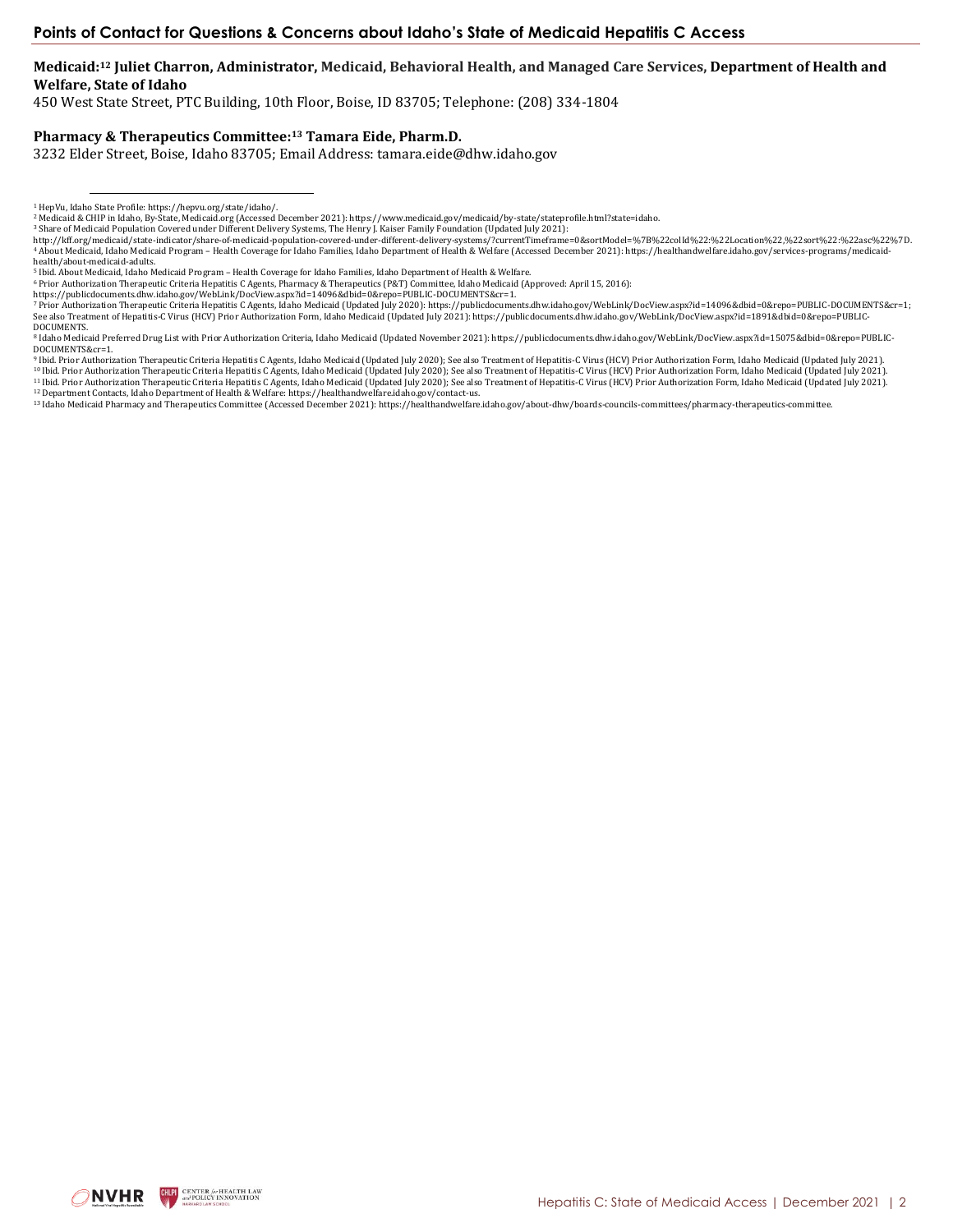## Points of Contact for Questions & Concerns about Idaho's State of Medicaid Hepatitis C Access

**Medicaid:[12] Juliet Charron, Administrator, Medicaid, Behavioral Health, and Managed Care Services, Department of Health and Welfare, State of Idaho**

450 West State Street, PTC Building, 10th Floor, Boise, ID 83705; Telephone: (208) 334-1804

**Pharmacy & Therapeutics Committee:[13] Tamara Eide, Pharm.D.**

3232 Elder Street, Boise, Idaho 83705; Email Address: tamara.eide@dhw.idaho.gov

---

[1] HepVu, Idaho State Profile: https://hepvu.org/state/idaho/.

[2] Medicaid & CHIP in Idaho, By-State, Medicaid.org (Accessed December 2021): https://www.medicaid.gov/medicaid/by-state/stateprofile.html?state=idaho.

[3] Share of Medicaid Population Covered under Different Delivery Systems, The Henry J. Kaiser Family Foundation (Updated July 2021): http://kff.org/medicaid/state-indicator/share-of-medicaid-population-covered-under-different-delivery-systems/?currentTimeframe=0&sortModel=%7B%22colId%22:%22Location%22,%22sort%22:%22asc%22%7D.

[4] About Medicaid, Idaho Medicaid Program – Health Coverage for Idaho Families, Idaho Department of Health & Welfare (Accessed December 2021): https://healthandwelfare.idaho.gov/services-programs/medicaid-health/about-medicaid-adults.

[5] Ibid. About Medicaid, Idaho Medicaid Program – Health Coverage for Idaho Families, Idaho Department of Health & Welfare.

[6] Prior Authorization Therapeutic Criteria Hepatitis C Agents, Pharmacy & Therapeutics (P&T) Committee, Idaho Medicaid (Approved: April 15, 2016): https://publicdocuments.dhw.idaho.gov/WebLink/DocView.aspx?id=14096&dbid=0&repo=PUBLIC-DOCUMENTS&cr=1.

[7] Prior Authorization Therapeutic Criteria Hepatitis C Agents, Idaho Medicaid (Updated July 2020): https://publicdocuments.dhw.idaho.gov/WebLink/DocView.aspx?id=14096&dbid=0&repo=PUBLIC-DOCUMENTS&cr=1; See also Treatment of Hepatitis-C Virus (HCV) Prior Authorization Form, Idaho Medicaid (Updated July 2021): https://publicdocuments.dhw.idaho.gov/WebLink/DocView.aspx?id=1891&dbid=0&repo=PUBLIC-DOCUMENTS.

[8] Idaho Medicaid Preferred Drug List with Prior Authorization Criteria, Idaho Medicaid (Updated November 2021): https://publicdocuments.dhw.idaho.gov/WebLink/DocView.aspx?id=15075&dbid=0&repo=PUBLIC-DOCUMENTS&cr=1.

[9] Ibid. Prior Authorization Therapeutic Criteria Hepatitis C Agents, Idaho Medicaid (Updated July 2020); See also Treatment of Hepatitis-C Virus (HCV) Prior Authorization Form, Idaho Medicaid (Updated July 2021).

[10] Ibid. Prior Authorization Therapeutic Criteria Hepatitis C Agents, Idaho Medicaid (Updated July 2020); See also Treatment of Hepatitis-C Virus (HCV) Prior Authorization Form, Idaho Medicaid (Updated July 2021).

[11] Ibid. Prior Authorization Therapeutic Criteria Hepatitis C Agents, Idaho Medicaid (Updated July 2020); See also Treatment of Hepatitis-C Virus (HCV) Prior Authorization Form, Idaho Medicaid (Updated July 2021).

[12] Department Contacts, Idaho Department of Health & Welfare: https://healthandwelfare.idaho.gov/contact-us.

[13] Idaho Medicaid Pharmacy and Therapeutics Committee (Accessed December 2021): https://healthandwelfare.idaho.gov/about-dhw/boards-councils-committees/pharmacy-therapeutics-committee.